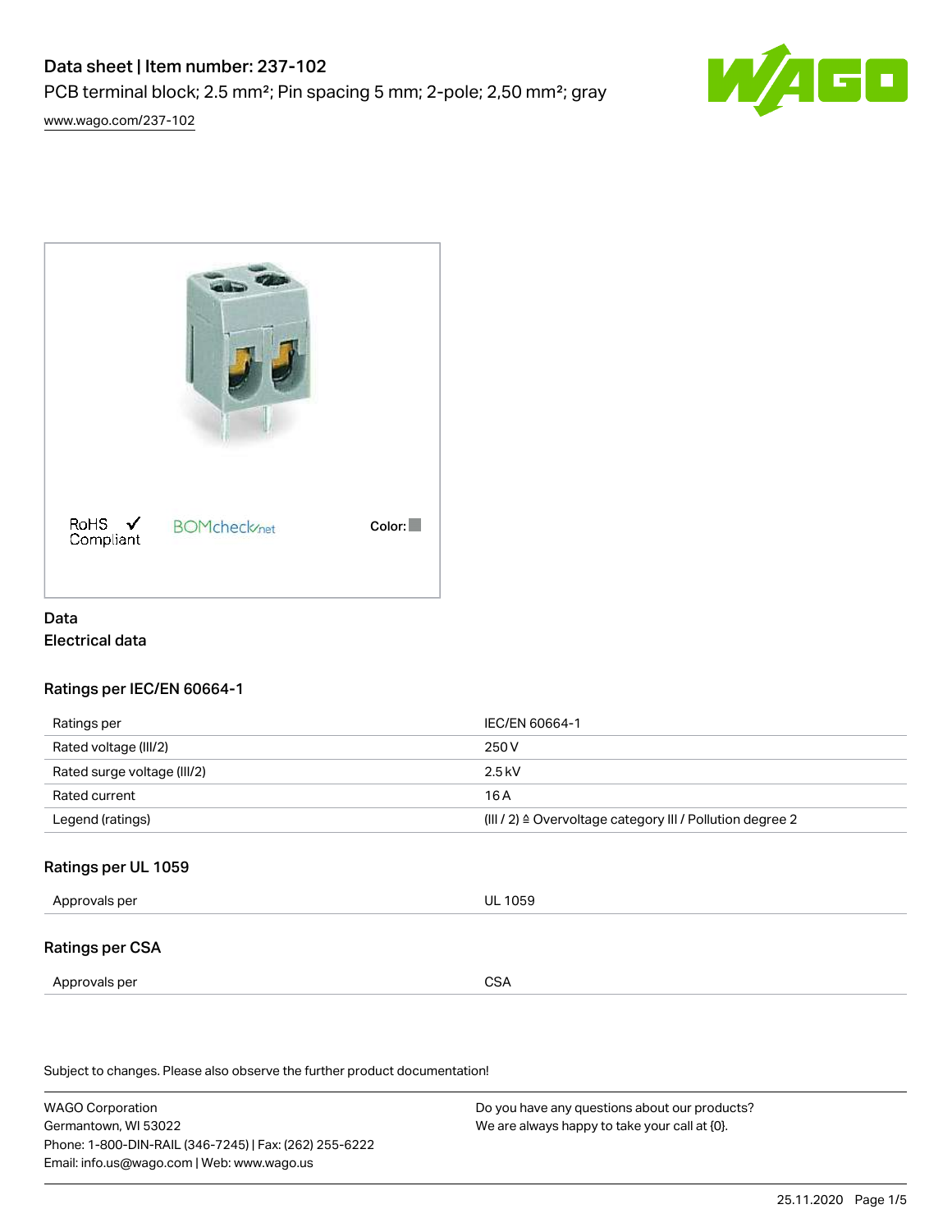# Data sheet | Item number: 237-102

PCB terminal block; 2.5 mm²; Pin spacing 5 mm; 2-pole; 2,50 mm²; gray

www.wago.com/237-102

RoHS ✓ Compliant

BOMcheck.net

Color:

## Data

### Electrical data

#### Ratings per IEC/EN 60664-1

| | |
|---|---|
| Ratings per | IEC/EN 60664-1 |
| Rated voltage (III/2) | 250 V |
| Rated surge voltage (III/2) | 2.5 kV |
| Rated current | 16 A |
| Legend (ratings) | (III / 2) ≙ Overvoltage category III / Pollution degree 2 |

#### Ratings per UL 1059

| | |
|---|---|
| Approvals per | UL 1059 |

#### Ratings per CSA

| | |
|---|---|
| Approvals per | CSA |

Subject to changes. Please also observe the further product documentation!

WAGO Corporation
Germantown, WI 53022
Phone: 1-800-DIN-RAIL (346-7245) | Fax: (262) 255-6222
Email: info.us@wago.com | Web: www.wago.us

Do you have any questions about our products?
We are always happy to take your call at {0}.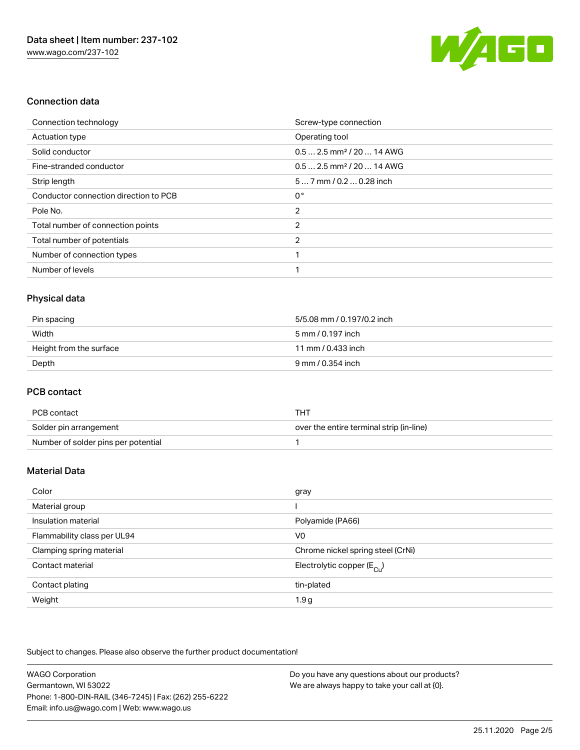## Connection data

| Connection technology | Screw-type connection |
| --- | --- |
| Actuation type | Operating tool |
| Solid conductor | 0.5 … 2.5 mm² / 20 … 14 AWG |
| Fine-stranded conductor | 0.5 … 2.5 mm² / 20 … 14 AWG |
| Strip length | 5 … 7 mm / 0.2 … 0.28 inch |
| Conductor connection direction to PCB | 0 ° |
| Pole No. | 2 |
| Total number of connection points | 2 |
| Total number of potentials | 2 |
| Number of connection types | 1 |
| Number of levels | 1 |

## Physical data

| Pin spacing | 5/5.08 mm / 0.197/0.2 inch |
| --- | --- |
| Width | 5 mm / 0.197 inch |
| Height from the surface | 11 mm / 0.433 inch |
| Depth | 9 mm / 0.354 inch |

## PCB contact

| PCB contact | THT |
| --- | --- |
| Solder pin arrangement | over the entire terminal strip (in-line) |
| Number of solder pins per potential | 1 |

## Material Data

| Color | gray |
| --- | --- |
| Material group | I |
| Insulation material | Polyamide (PA66) |
| Flammability class per UL94 | V0 |
| Clamping spring material | Chrome nickel spring steel (CrNi) |
| Contact material | Electrolytic copper ($E_{Cu}$) |
| Contact plating | tin-plated |
| Weight | 1.9 g |

Subject to changes. Please also observe the further product documentation!

WAGO Corporation
Germantown, WI 53022
Phone: 1-800-DIN-RAIL (346-7245) | Fax: (262) 255-6222
Email: info.us@wago.com | Web: www.wago.us

Do you have any questions about our products?
We are always happy to take your call at {0}.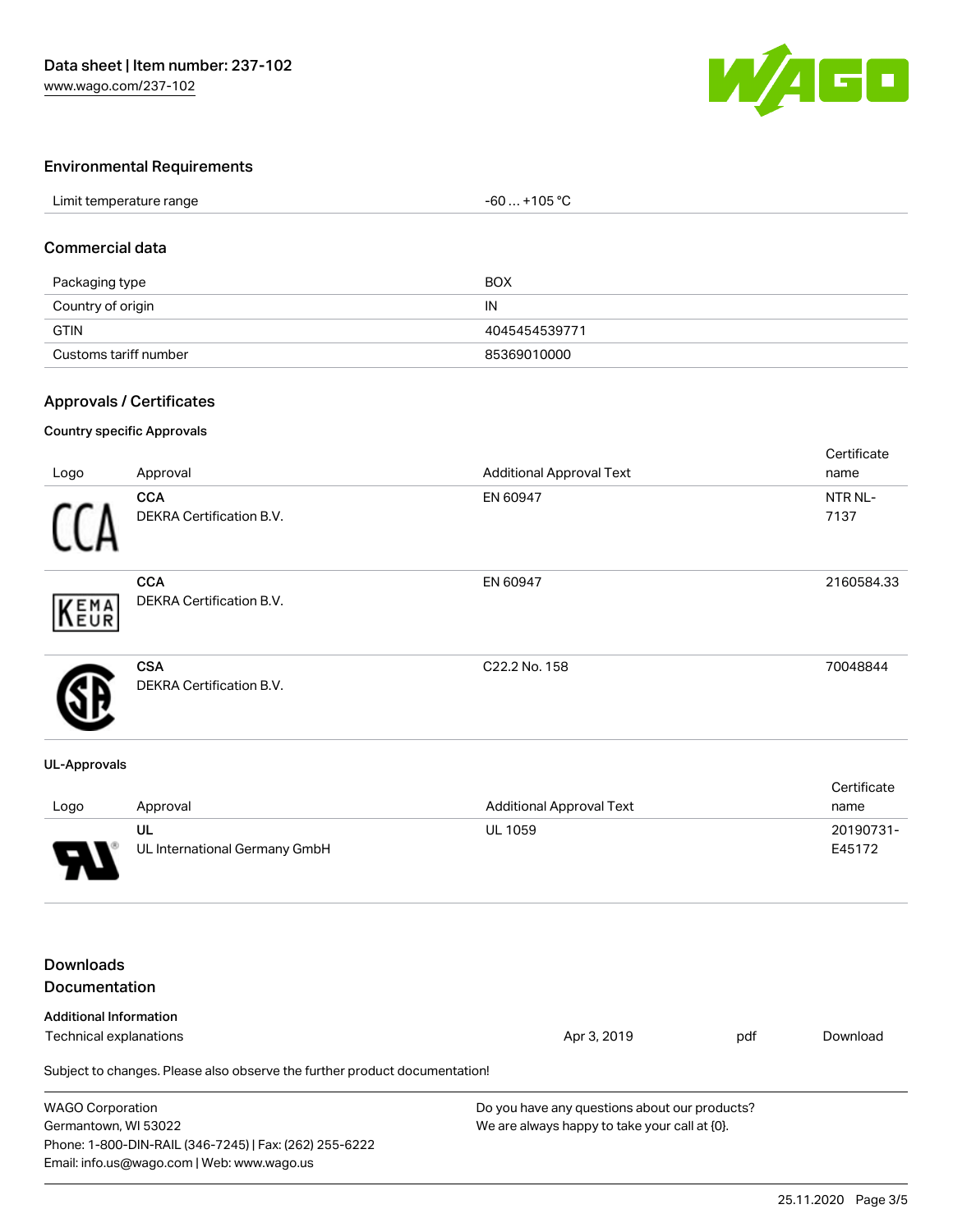## Environmental Requirements

| Limit temperature range | -60 … +105 °C |
| --- | --- |

## Commercial data

| Packaging type | BOX |
| --- | --- |
| Country of origin | IN |
| GTIN | 4045454539771 |
| Customs tariff number | 85369010000 |

## Approvals / Certificates

### Country specific Approvals

| Logo | Approval | Additional Approval Text | Certificate name |
| --- | --- | --- | --- |
| | **CCA** DEKRA Certification B.V. | EN 60947 | NTR NL-7137 |
| | **CCA** DEKRA Certification B.V. | EN 60947 | 2160584.33 |
| | **CSA** DEKRA Certification B.V. | C22.2 No. 158 | 70048844 |

### UL-Approvals

| Logo | Approval | Additional Approval Text | Certificate name |
| --- | --- | --- | --- |
| | **UL** UL International Germany GmbH | UL 1059 | 20190731-E45172 |

## Downloads
## Documentation

### Additional Information

| Technical explanations | Apr 3, 2019 | pdf | Download |
| --- | --- | --- | --- |

Subject to changes. Please also observe the further product documentation!

WAGO Corporation
Germantown, WI 53022
Phone: 1-800-DIN-RAIL (346-7245) | Fax: (262) 255-6222
Email: info.us@wago.com | Web: www.wago.us

Do you have any questions about our products?
We are always happy to take your call at {0}.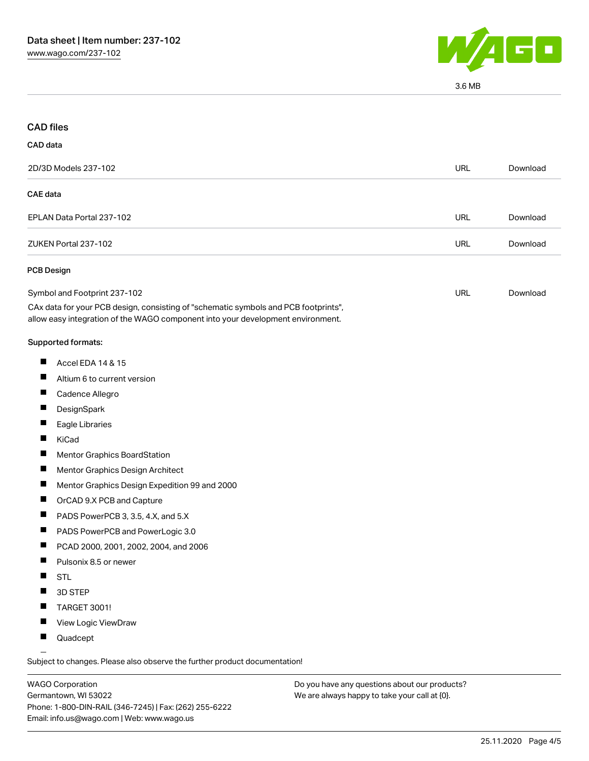3.6 MB

## CAD files

### CAD data

| 2D/3D Models 237-102 | URL | Download |
| --- | --- | --- |

### CAE data

| EPLAN Data Portal 237-102 | URL | Download |
| --- | --- | --- |
| ZUKEN Portal 237-102 | URL | Download |

### PCB Design

| Symbol and Footprint 237-102 | URL | Download |
| --- | --- | --- |

CAx data for your PCB design, consisting of "schematic symbols and PCB footprints", allow easy integration of the WAGO component into your development environment.

Supported formats:

- Accel EDA 14 & 15
- Altium 6 to current version
- Cadence Allegro
- DesignSpark
- Eagle Libraries
- KiCad
- Mentor Graphics BoardStation
- Mentor Graphics Design Architect
- Mentor Graphics Design Expedition 99 and 2000
- OrCAD 9.X PCB and Capture
- PADS PowerPCB 3, 3.5, 4.X, and 5.X
- PADS PowerPCB and PowerLogic 3.0
- PCAD 2000, 2001, 2002, 2004, and 2006
- Pulsonix 8.5 or newer
- STL
- 3D STEP
- TARGET 3001!
- View Logic ViewDraw
- Quadcept

Subject to changes. Please also observe the further product documentation!

WAGO Corporation
Germantown, WI 53022
Phone: 1-800-DIN-RAIL (346-7245) | Fax: (262) 255-6222
Email: info.us@wago.com | Web: www.wago.us

Do you have any questions about our products?
We are always happy to take your call at {0}.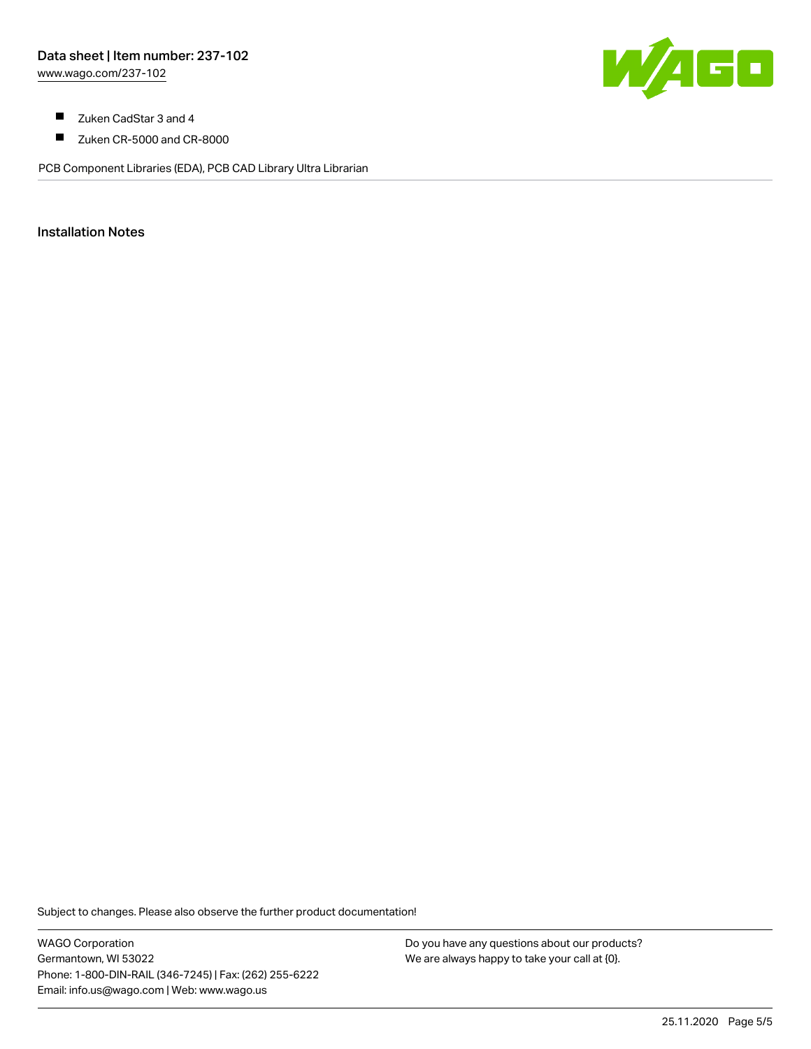- Zuken CadStar 3 and 4
- Zuken CR-5000 and CR-8000

PCB Component Libraries (EDA), PCB CAD Library Ultra Librarian

## Installation Notes

Subject to changes. Please also observe the further product documentation!

WAGO Corporation
Germantown, WI 53022
Phone: 1-800-DIN-RAIL (346-7245) | Fax: (262) 255-6222
Email: info.us@wago.com | Web: www.wago.us

Do you have any questions about our products?
We are always happy to take your call at {0}.